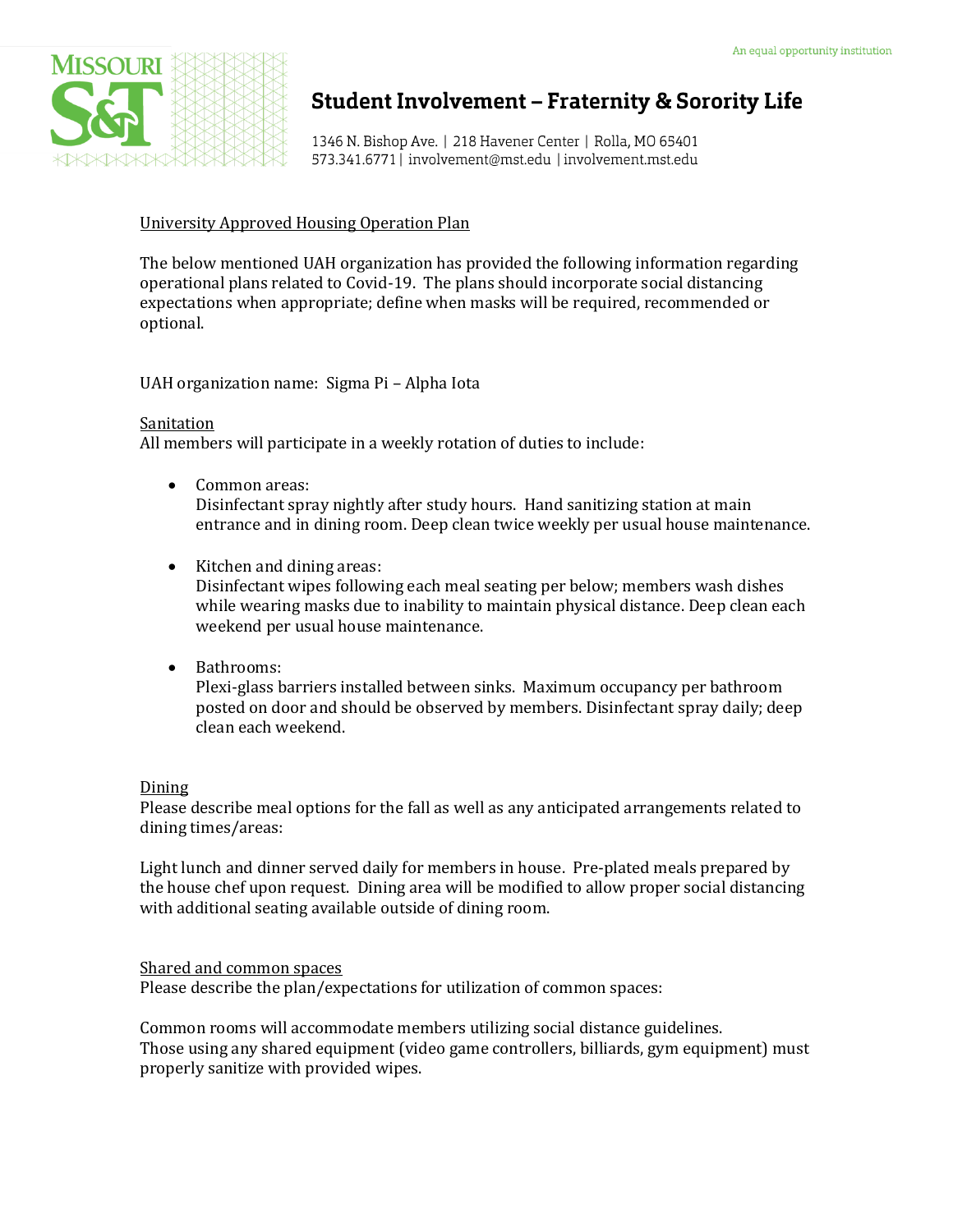# Student Involvement – Fraternity & Sorority Life

1346 N. Bishop Ave. | 218 Havener Center | Rolla, MO 65401
573.341.6771 | involvement@mst.edu | involvement.mst.edu

An equal opportunity institution

## University Approved Housing Operation Plan

The below mentioned UAH organization has provided the following information regarding operational plans related to Covid-19. The plans should incorporate social distancing expectations when appropriate; define when masks will be required, recommended or optional.

UAH organization name: Sigma Pi – Alpha Iota

### Sanitation

All members will participate in a weekly rotation of duties to include:

- Common areas:
  Disinfectant spray nightly after study hours. Hand sanitizing station at main entrance and in dining room. Deep clean twice weekly per usual house maintenance.

- Kitchen and dining areas:
  Disinfectant wipes following each meal seating per below; members wash dishes while wearing masks due to inability to maintain physical distance. Deep clean each weekend per usual house maintenance.

- Bathrooms:
  Plexi-glass barriers installed between sinks. Maximum occupancy per bathroom posted on door and should be observed by members. Disinfectant spray daily; deep clean each weekend.

### Dining

Please describe meal options for the fall as well as any anticipated arrangements related to dining times/areas:

Light lunch and dinner served daily for members in house. Pre-plated meals prepared by the house chef upon request. Dining area will be modified to allow proper social distancing with additional seating available outside of dining room.

### Shared and common spaces

Please describe the plan/expectations for utilization of common spaces:

Common rooms will accommodate members utilizing social distance guidelines.
Those using any shared equipment (video game controllers, billiards, gym equipment) must properly sanitize with provided wipes.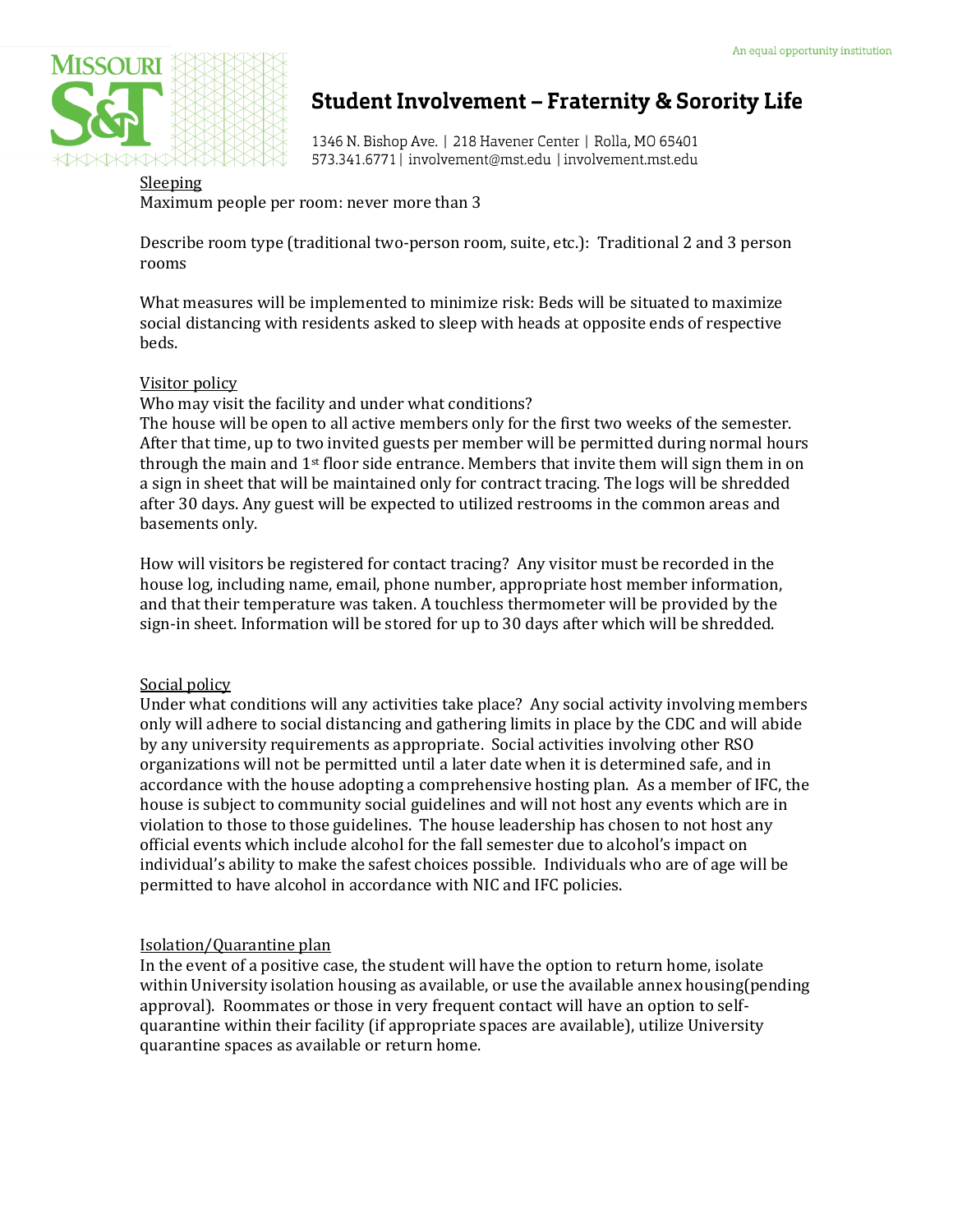Sleeping

Maximum people per room: never more than 3

Describe room type (traditional two-person room, suite, etc.): Traditional 2 and 3 person rooms

What measures will be implemented to minimize risk: Beds will be situated to maximize social distancing with residents asked to sleep with heads at opposite ends of respective beds.

Visitor policy

Who may visit the facility and under what conditions?

The house will be open to all active members only for the first two weeks of the semester. After that time, up to two invited guests per member will be permitted during normal hours through the main and 1st floor side entrance. Members that invite them will sign them in on a sign in sheet that will be maintained only for contract tracing. The logs will be shredded after 30 days. Any guest will be expected to utilized restrooms in the common areas and basements only.

How will visitors be registered for contact tracing? Any visitor must be recorded in the house log, including name, email, phone number, appropriate host member information, and that their temperature was taken. A touchless thermometer will be provided by the sign-in sheet. Information will be stored for up to 30 days after which will be shredded.

Social policy

Under what conditions will any activities take place? Any social activity involving members only will adhere to social distancing and gathering limits in place by the CDC and will abide by any university requirements as appropriate. Social activities involving other RSO organizations will not be permitted until a later date when it is determined safe, and in accordance with the house adopting a comprehensive hosting plan. As a member of IFC, the house is subject to community social guidelines and will not host any events which are in violation to those to those guidelines. The house leadership has chosen to not host any official events which include alcohol for the fall semester due to alcohol's impact on individual's ability to make the safest choices possible. Individuals who are of age will be permitted to have alcohol in accordance with NIC and IFC policies.

Isolation/Quarantine plan

In the event of a positive case, the student will have the option to return home, isolate within University isolation housing as available, or use the available annex housing(pending approval). Roommates or those in very frequent contact will have an option to self-quarantine within their facility (if appropriate spaces are available), utilize University quarantine spaces as available or return home.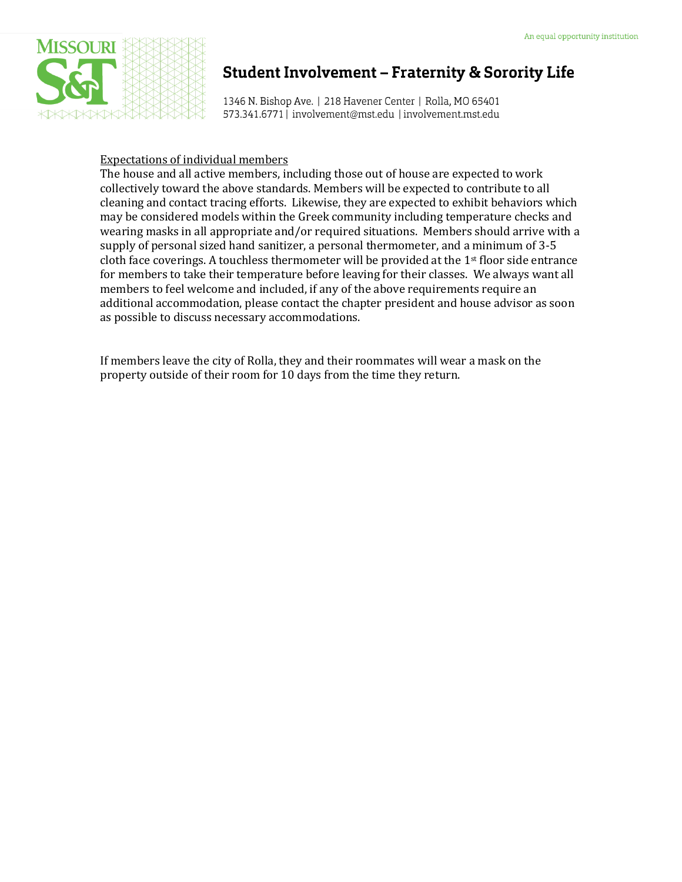<u>Expectations of individual members</u>

The house and all active members, including those out of house are expected to work collectively toward the above standards. Members will be expected to contribute to all cleaning and contact tracing efforts. Likewise, they are expected to exhibit behaviors which may be considered models within the Greek community including temperature checks and wearing masks in all appropriate and/or required situations. Members should arrive with a supply of personal sized hand sanitizer, a personal thermometer, and a minimum of 3-5 cloth face coverings. A touchless thermometer will be provided at the 1st floor side entrance for members to take their temperature before leaving for their classes. We always want all members to feel welcome and included, if any of the above requirements require an additional accommodation, please contact the chapter president and house advisor as soon as possible to discuss necessary accommodations.

If members leave the city of Rolla, they and their roommates will wear a mask on the property outside of their room for 10 days from the time they return.